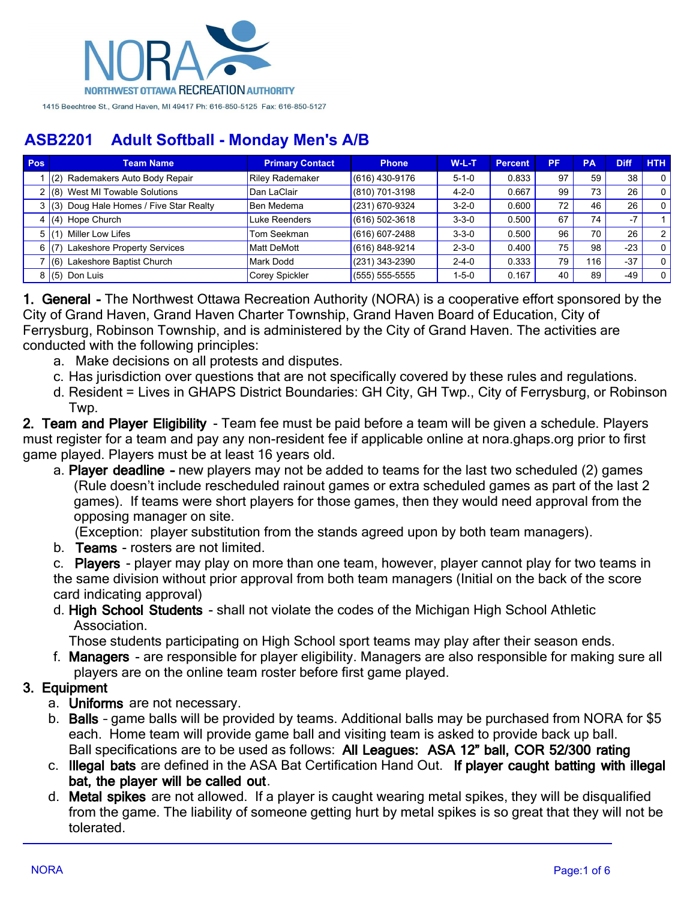NORA NORTHWEST OTTAWA RECREATION AUTHORITY

1415 Beechtree St., Grand Haven, MI 49417 Ph: 616-850-5125 Fax: 616-850-5127

## ASB2201 Adult Softball - Monday Men's A/B

| Pos | Team Name | Primary Contact | Phone | W-L-T | Percent | PF | PA | Diff | HTH |
|---|---|---|---|---|---|---|---|---|---|
| 1 | (2) Rademakers Auto Body Repair | Riley Rademaker | (616) 430-9176 | 5-1-0 | 0.833 | 97 | 59 | 38 | 0 |
| 2 | (8) West MI Towable Solutions | Dan LaClair | (810) 701-3198 | 4-2-0 | 0.667 | 99 | 73 | 26 | 0 |
| 3 | (3) Doug Hale Homes / Five Star Realty | Ben Medema | (231) 670-9324 | 3-2-0 | 0.600 | 72 | 46 | 26 | 0 |
| 4 | (4) Hope Church | Luke Reenders | (616) 502-3618 | 3-3-0 | 0.500 | 67 | 74 | -7 | 1 |
| 5 | (1) Miller Low Lifes | Tom Seekman | (616) 607-2488 | 3-3-0 | 0.500 | 96 | 70 | 26 | 2 |
| 6 | (7) Lakeshore Property Services | Matt DeMott | (616) 848-9214 | 2-3-0 | 0.400 | 75 | 98 | -23 | 0 |
| 7 | (6) Lakeshore Baptist Church | Mark Dodd | (231) 343-2390 | 2-4-0 | 0.333 | 79 | 116 | -37 | 0 |
| 8 | (5) Don Luis | Corey Spickler | (555) 555-5555 | 1-5-0 | 0.167 | 40 | 89 | -49 | 0 |

**1. General -** The Northwest Ottawa Recreation Authority (NORA) is a cooperative effort sponsored by the City of Grand Haven, Grand Haven Charter Township, Grand Haven Board of Education, City of Ferrysburg, Robinson Township, and is administered by the City of Grand Haven. The activities are conducted with the following principles:

a. Make decisions on all protests and disputes.

c. Has jurisdiction over questions that are not specifically covered by these rules and regulations.

d. Resident = Lives in GHAPS District Boundaries: GH City, GH Twp., City of Ferrysburg, or Robinson Twp.

**2. Team and Player Eligibility** - Team fee must be paid before a team will be given a schedule. Players must register for a team and pay any non-resident fee if applicable online at nora.ghaps.org prior to first game played. Players must be at least 16 years old.

a. **Player deadline -** new players may not be added to teams for the last two scheduled (2) games (Rule doesn't include rescheduled rainout games or extra scheduled games as part of the last 2 games). If teams were short players for those games, then they would need approval from the opposing manager on site.
(Exception: player substitution from the stands agreed upon by both team managers).

b. **Teams** - rosters are not limited.

c. **Players** - player may play on more than one team, however, player cannot play for two teams in the same division without prior approval from both team managers (Initial on the back of the score card indicating approval)

d. **High School Students** - shall not violate the codes of the Michigan High School Athletic Association.
Those students participating on High School sport teams may play after their season ends.

f. **Managers** - are responsible for player eligibility. Managers are also responsible for making sure all players are on the online team roster before first game played.

**3. Equipment**

a. **Uniforms** are not necessary.

b. **Balls** - game balls will be provided by teams. Additional balls may be purchased from NORA for $5 each. Home team will provide game ball and visiting team is asked to provide back up ball.
Ball specifications are to be used as follows: **All Leagues: ASA 12" ball, COR 52/300 rating**

c. **Illegal bats** are defined in the ASA Bat Certification Hand Out. **If player caught batting with illegal bat, the player will be called out**.

d. **Metal spikes** are not allowed. If a player is caught wearing metal spikes, they will be disqualified from the game. The liability of someone getting hurt by metal spikes is so great that they will not be tolerated.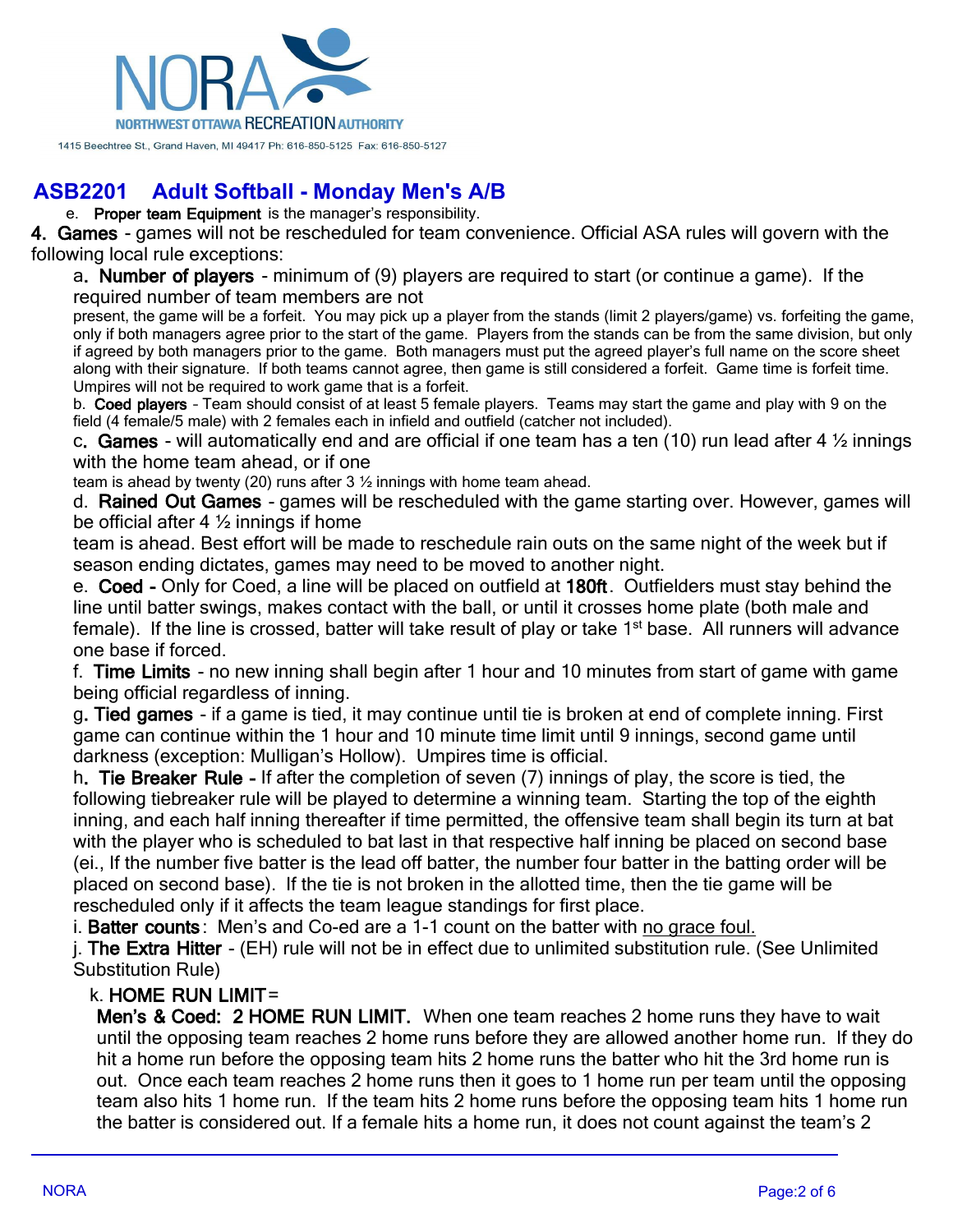## ASB2201 Adult Softball - Monday Men's A/B

e. **Proper team Equipment** is the manager's responsibility.

**4. Games** - games will not be rescheduled for team convenience. Official ASA rules will govern with the following local rule exceptions:

a**. Number of players** - minimum of (9) players are required to start (or continue a game). If the required number of team members are not present, the game will be a forfeit. You may pick up a player from the stands (limit 2 players/game) vs. forfeiting the game, only if both managers agree prior to the start of the game. Players from the stands can be from the same division, but only if agreed by both managers prior to the game. Both managers must put the agreed player's full name on the score sheet along with their signature. If both teams cannot agree, then game is still considered a forfeit. Game time is forfeit time. Umpires will not be required to work game that is a forfeit.

b. **Coed players** - Team should consist of at least 5 female players. Teams may start the game and play with 9 on the field (4 female/5 male) with 2 females each in infield and outfield (catcher not included).

c**. Games** - will automatically end and are official if one team has a ten (10) run lead after 4 ½ innings with the home team ahead, or if one team is ahead by twenty (20) runs after 3 ½ innings with home team ahead.

d. **Rained Out Games** - games will be rescheduled with the game starting over. However, games will be official after 4 ½ innings if home team is ahead. Best effort will be made to reschedule rain outs on the same night of the week but if season ending dictates, games may need to be moved to another night.

e. **Coed -** Only for Coed, a line will be placed on outfield at **180ft**. Outfielders must stay behind the line until batter swings, makes contact with the ball, or until it crosses home plate (both male and female). If the line is crossed, batter will take result of play or take 1st base. All runners will advance one base if forced.

f. **Time Limits** - no new inning shall begin after 1 hour and 10 minutes from start of game with game being official regardless of inning.

g**. Tied games** - if a game is tied, it may continue until tie is broken at end of complete inning. First game can continue within the 1 hour and 10 minute time limit until 9 innings, second game until darkness (exception: Mulligan's Hollow). Umpires time is official.

h**. Tie Breaker Rule -** If after the completion of seven (7) innings of play, the score is tied, the following tiebreaker rule will be played to determine a winning team. Starting the top of the eighth inning, and each half inning thereafter if time permitted, the offensive team shall begin its turn at bat with the player who is scheduled to bat last in that respective half inning be placed on second base (ei., If the number five batter is the lead off batter, the number four batter in the batting order will be placed on second base). If the tie is not broken in the allotted time, then the tie game will be rescheduled only if it affects the team league standings for first place.

i. **Batter counts**: Men's and Co-ed are a 1-1 count on the batter with no grace foul.

j. **The Extra Hitter** - (EH) rule will not be in effect due to unlimited substitution rule. (See Unlimited Substitution Rule)

k. **HOME RUN LIMIT**=

**Men's & Coed: 2 HOME RUN LIMIT.** When one team reaches 2 home runs they have to wait until the opposing team reaches 2 home runs before they are allowed another home run. If they do hit a home run before the opposing team hits 2 home runs the batter who hit the 3rd home run is out. Once each team reaches 2 home runs then it goes to 1 home run per team until the opposing team also hits 1 home run. If the team hits 2 home runs before the opposing team hits 1 home run the batter is considered out. If a female hits a home run, it does not count against the team's 2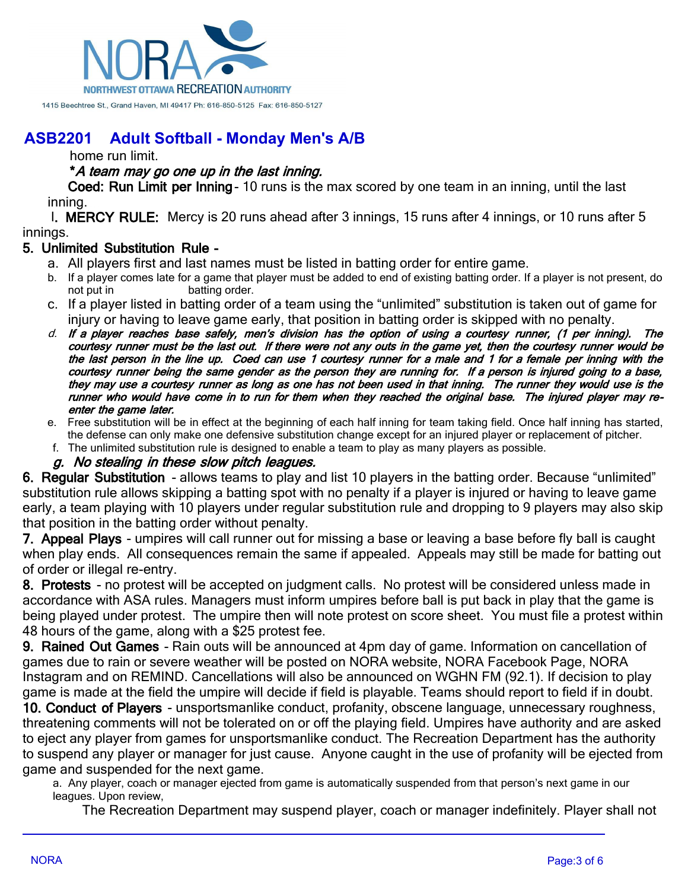## ASB2201 Adult Softball - Monday Men's A/B

home run limit.

***A team may go one up in the last inning.***

**Coed: Run Limit per Inning** - 10 runs is the max scored by one team in an inning, until the last inning.

l. **MERCY RULE:** Mercy is 20 runs ahead after 3 innings, 15 runs after 4 innings, or 10 runs after 5 innings.

**5. Unlimited Substitution Rule -**

a. All players first and last names must be listed in batting order for entire game.

b. If a player comes late for a game that player must be added to end of existing batting order. If a player is not present, do not put in batting order.

c. If a player listed in batting order of a team using the "unlimited" substitution is taken out of game for injury or having to leave game early, that position in batting order is skipped with no penalty.

d. ***If a player reaches base safely, men's division has the option of using a courtesy runner, (1 per inning). The courtesy runner must be the last out. If there were not any outs in the game yet, then the courtesy runner would be the last person in the line up. Coed can use 1 courtesy runner for a male and 1 for a female per inning with the courtesy runner being the same gender as the person they are running for. If a person is injured going to a base, they may use a courtesy runner as long as one has not been used in that inning. The runner they would use is the runner who would have come in to run for them when they reached the original base. The injured player may re-enter the game later.***

e. Free substitution will be in effect at the beginning of each half inning for team taking field. Once half inning has started, the defense can only make one defensive substitution change except for an injured player or replacement of pitcher.

f. The unlimited substitution rule is designed to enable a team to play as many players as possible.

***g. No stealing in these slow pitch leagues.***

**6. Regular Substitution** - allows teams to play and list 10 players in the batting order. Because "unlimited" substitution rule allows skipping a batting spot with no penalty if a player is injured or having to leave game early, a team playing with 10 players under regular substitution rule and dropping to 9 players may also skip that position in the batting order without penalty.

**7. Appeal Plays** - umpires will call runner out for missing a base or leaving a base before fly ball is caught when play ends. All consequences remain the same if appealed. Appeals may still be made for batting out of order or illegal re-entry.

**8. Protests** - no protest will be accepted on judgment calls. No protest will be considered unless made in accordance with ASA rules. Managers must inform umpires before ball is put back in play that the game is being played under protest. The umpire then will note protest on score sheet. You must file a protest within 48 hours of the game, along with a $25 protest fee.

**9. Rained Out Games** - Rain outs will be announced at 4pm day of game. Information on cancellation of games due to rain or severe weather will be posted on NORA website, NORA Facebook Page, NORA Instagram and on REMIND. Cancellations will also be announced on WGHN FM (92.1). If decision to play game is made at the field the umpire will decide if field is playable. Teams should report to field if in doubt.

**10. Conduct of Players** - unsportsmanlike conduct, profanity, obscene language, unnecessary roughness, threatening comments will not be tolerated on or off the playing field. Umpires have authority and are asked to eject any player from games for unsportsmanlike conduct. The Recreation Department has the authority to suspend any player or manager for just cause. Anyone caught in the use of profanity will be ejected from game and suspended for the next game.

a. Any player, coach or manager ejected from game is automatically suspended from that person's next game in our leagues. Upon review,

The Recreation Department may suspend player, coach or manager indefinitely. Player shall not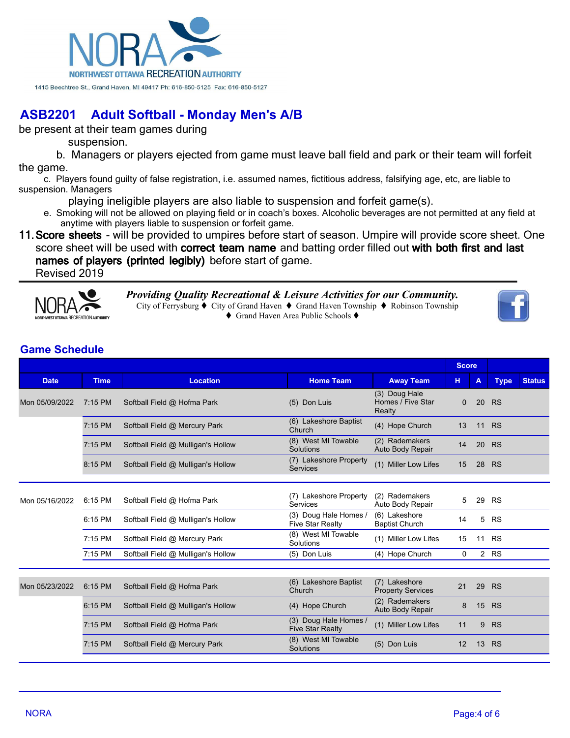# ASB2201 Adult Softball - Monday Men's A/B

be present at their team games during suspension.

b. Managers or players ejected from game must leave ball field and park or their team will forfeit the game.

c. Players found guilty of false registration, i.e. assumed names, fictitious address, falsifying age, etc, are liable to suspension. Managers playing ineligible players are also liable to suspension and forfeit game(s).

e. Smoking will not be allowed on playing field or in coach's boxes. Alcoholic beverages are not permitted at any field at anytime with players liable to suspension or forfeit game.

11. **Score sheets** - will be provided to umpires before start of season. Umpire will provide score sheet. One score sheet will be used with **correct team name** and batting order filled out **with both first and last names of players (printed legibly)** before start of game.

Revised 2019

*Providing Quality Recreational & Leisure Activities for our Community.*
City of Ferrysburg ♦ City of Grand Haven ♦ Grand Haven Township ♦ Robinson Township
♦ Grand Haven Area Public Schools ♦

## Game Schedule

| Date | Time | Location | Home Team | Away Team | Score H | Score A | Type | Status |
|---|---|---|---|---|---|---|---|---|
| Mon 05/09/2022 | 7:15 PM | Softball Field @ Hofma Park | (5) Don Luis | (3) Doug Hale Homes / Five Star Realty | 0 | 20 | RS | |
| | 7:15 PM | Softball Field @ Mercury Park | (6) Lakeshore Baptist Church | (4) Hope Church | 13 | 11 | RS | |
| | 7:15 PM | Softball Field @ Mulligan's Hollow | (8) West MI Towable Solutions | (2) Rademakers Auto Body Repair | 14 | 20 | RS | |
| | 8:15 PM | Softball Field @ Mulligan's Hollow | (7) Lakeshore Property Services | (1) Miller Low Lifes | 15 | 28 | RS | |
| Mon 05/16/2022 | 6:15 PM | Softball Field @ Hofma Park | (7) Lakeshore Property Services | (2) Rademakers Auto Body Repair | 5 | 29 | RS | |
| | 6:15 PM | Softball Field @ Mulligan's Hollow | (3) Doug Hale Homes / Five Star Realty | (6) Lakeshore Baptist Church | 14 | 5 | RS | |
| | 7:15 PM | Softball Field @ Mercury Park | (8) West MI Towable Solutions | (1) Miller Low Lifes | 15 | 11 | RS | |
| | 7:15 PM | Softball Field @ Mulligan's Hollow | (5) Don Luis | (4) Hope Church | 0 | 2 | RS | |
| Mon 05/23/2022 | 6:15 PM | Softball Field @ Hofma Park | (6) Lakeshore Baptist Church | (7) Lakeshore Property Services | 21 | 29 | RS | |
| | 6:15 PM | Softball Field @ Mulligan's Hollow | (4) Hope Church | (2) Rademakers Auto Body Repair | 8 | 15 | RS | |
| | 7:15 PM | Softball Field @ Hofma Park | (3) Doug Hale Homes / Five Star Realty | (1) Miller Low Lifes | 11 | 9 | RS | |
| | 7:15 PM | Softball Field @ Mercury Park | (8) West MI Towable Solutions | (5) Don Luis | 12 | 13 | RS | |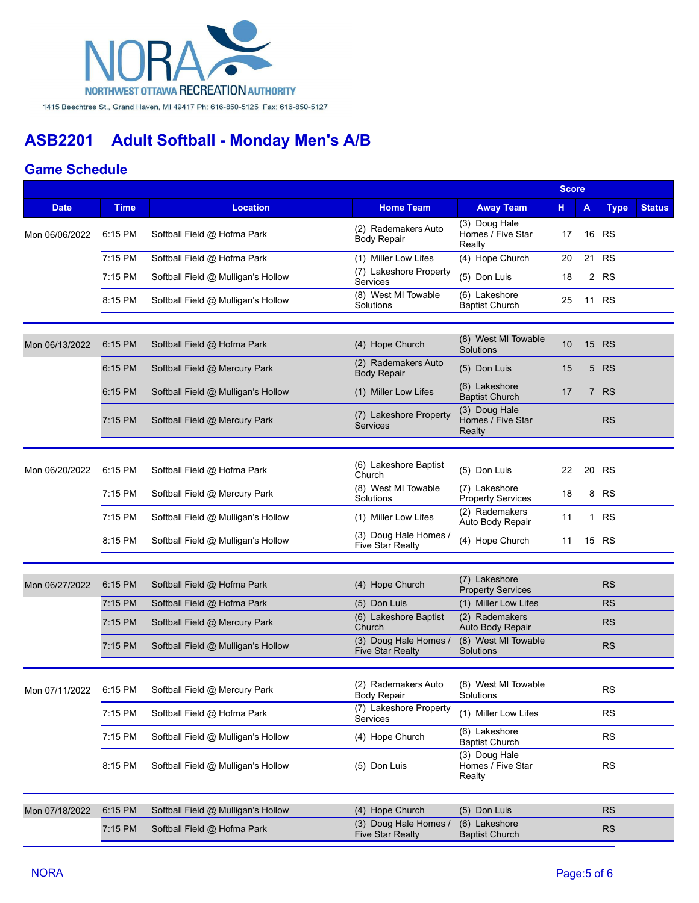NORA

NORTHWEST OTTAWA RECREATION AUTHORITY

1415 Beechtree St., Grand Haven, MI 49417 Ph: 616-850-5125 Fax: 616-850-5127

## ASB2201 Adult Softball - Monday Men's A/B

### Game Schedule

| Date | Time | Location | Home Team | Away Team | Score H | Score A | Type | Status |
|---|---|---|---|---|---|---|---|---|
| Mon 06/06/2022 | 6:15 PM | Softball Field @ Hofma Park | (2) Rademakers Auto Body Repair | (3) Doug Hale Homes / Five Star Realty | 17 | 16 | RS | |
| | 7:15 PM | Softball Field @ Hofma Park | (1) Miller Low Lifes | (4) Hope Church | 20 | 21 | RS | |
| | 7:15 PM | Softball Field @ Mulligan's Hollow | (7) Lakeshore Property Services | (5) Don Luis | 18 | 2 | RS | |
| | 8:15 PM | Softball Field @ Mulligan's Hollow | (8) West MI Towable Solutions | (6) Lakeshore Baptist Church | 25 | 11 | RS | |
| Mon 06/13/2022 | 6:15 PM | Softball Field @ Hofma Park | (4) Hope Church | (8) West MI Towable Solutions | 10 | 15 | RS | |
| | 6:15 PM | Softball Field @ Mercury Park | (2) Rademakers Auto Body Repair | (5) Don Luis | 15 | 5 | RS | |
| | 6:15 PM | Softball Field @ Mulligan's Hollow | (1) Miller Low Lifes | (6) Lakeshore Baptist Church | 17 | 7 | RS | |
| | 7:15 PM | Softball Field @ Mercury Park | (7) Lakeshore Property Services | (3) Doug Hale Homes / Five Star Realty | | | RS | |
| Mon 06/20/2022 | 6:15 PM | Softball Field @ Hofma Park | (6) Lakeshore Baptist Church | (5) Don Luis | 22 | 20 | RS | |
| | 7:15 PM | Softball Field @ Mercury Park | (8) West MI Towable Solutions | (7) Lakeshore Property Services | 18 | 8 | RS | |
| | 7:15 PM | Softball Field @ Mulligan's Hollow | (1) Miller Low Lifes | (2) Rademakers Auto Body Repair | 11 | 1 | RS | |
| | 8:15 PM | Softball Field @ Mulligan's Hollow | (3) Doug Hale Homes / Five Star Realty | (4) Hope Church | 11 | 15 | RS | |
| Mon 06/27/2022 | 6:15 PM | Softball Field @ Hofma Park | (4) Hope Church | (7) Lakeshore Property Services | | | RS | |
| | 7:15 PM | Softball Field @ Hofma Park | (5) Don Luis | (1) Miller Low Lifes | | | RS | |
| | 7:15 PM | Softball Field @ Mercury Park | (6) Lakeshore Baptist Church | (2) Rademakers Auto Body Repair | | | RS | |
| | 7:15 PM | Softball Field @ Mulligan's Hollow | (3) Doug Hale Homes / Five Star Realty | (8) West MI Towable Solutions | | | RS | |
| Mon 07/11/2022 | 6:15 PM | Softball Field @ Mercury Park | (2) Rademakers Auto Body Repair | (8) West MI Towable Solutions | | | RS | |
| | 7:15 PM | Softball Field @ Hofma Park | (7) Lakeshore Property Services | (1) Miller Low Lifes | | | RS | |
| | 7:15 PM | Softball Field @ Mulligan's Hollow | (4) Hope Church | (6) Lakeshore Baptist Church | | | RS | |
| | 8:15 PM | Softball Field @ Mulligan's Hollow | (5) Don Luis | (3) Doug Hale Homes / Five Star Realty | | | RS | |
| Mon 07/18/2022 | 6:15 PM | Softball Field @ Mulligan's Hollow | (4) Hope Church | (5) Don Luis | | | RS | |
| | 7:15 PM | Softball Field @ Hofma Park | (3) Doug Hale Homes / Five Star Realty | (6) Lakeshore Baptist Church | | | RS | |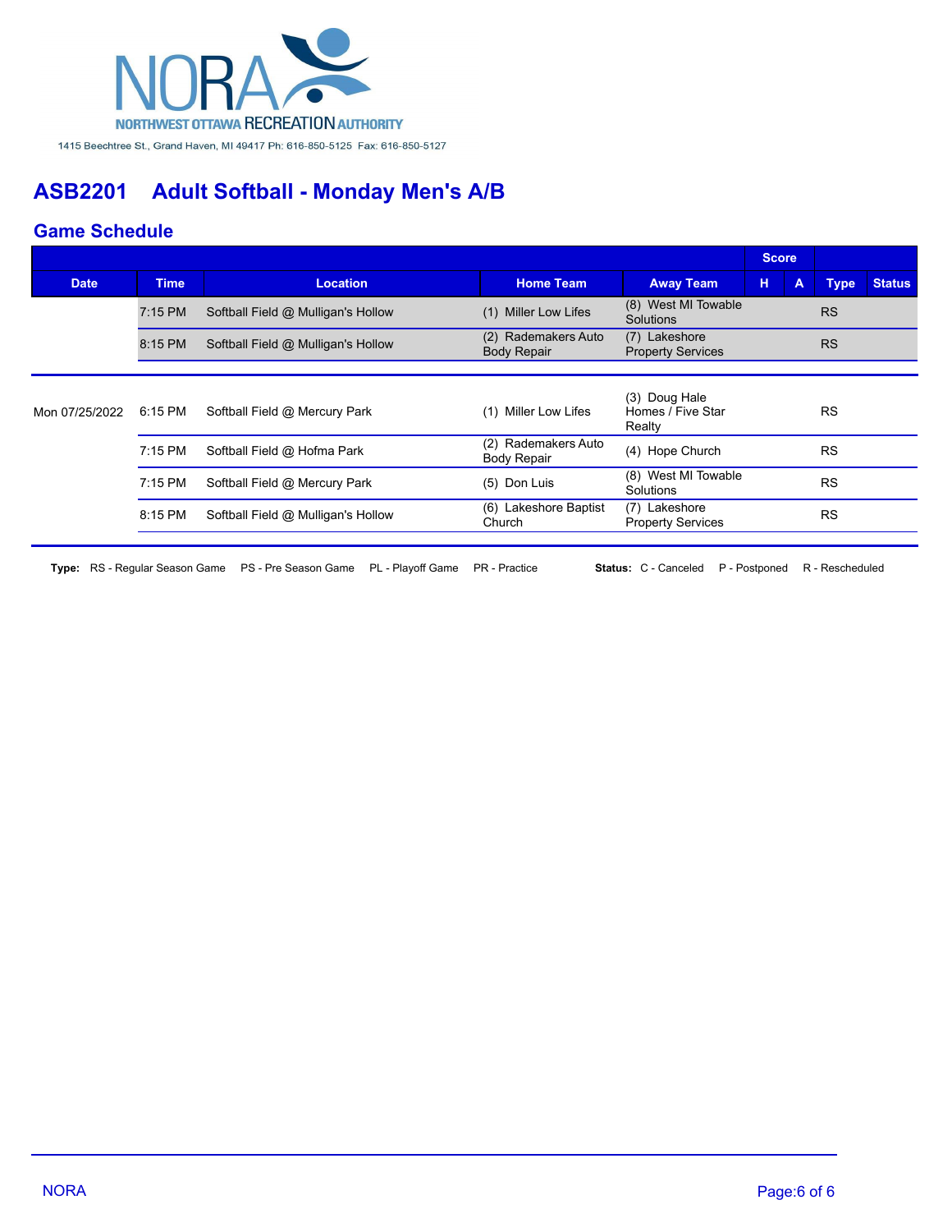NORA

NORTHWEST OTTAWA RECREATION AUTHORITY

1415 Beechtree St., Grand Haven, MI 49417 Ph: 616-850-5125 Fax: 616-850-5127

# ASB2201 Adult Softball - Monday Men's A/B

## Game Schedule

| Date | Time | Location | Home Team | Away Team | Score H | Score A | Type | Status |
|---|---|---|---|---|---|---|---|---|
| | 7:15 PM | Softball Field @ Mulligan's Hollow | (1) Miller Low Lifes | (8) West MI Towable Solutions | | | RS | |
| | 8:15 PM | Softball Field @ Mulligan's Hollow | (2) Rademakers Auto Body Repair | (7) Lakeshore Property Services | | | RS | |
| Mon 07/25/2022 | 6:15 PM | Softball Field @ Mercury Park | (1) Miller Low Lifes | (3) Doug Hale Homes / Five Star Realty | | | RS | |
| | 7:15 PM | Softball Field @ Hofma Park | (2) Rademakers Auto Body Repair | (4) Hope Church | | | RS | |
| | 7:15 PM | Softball Field @ Mercury Park | (5) Don Luis | (8) West MI Towable Solutions | | | RS | |
| | 8:15 PM | Softball Field @ Mulligan's Hollow | (6) Lakeshore Baptist Church | (7) Lakeshore Property Services | | | RS | |

**Type:** RS - Regular Season Game  PS - Pre Season Game  PL - Playoff Game  PR - Practice

**Status:** C - Canceled  P - Postponed  R - Rescheduled